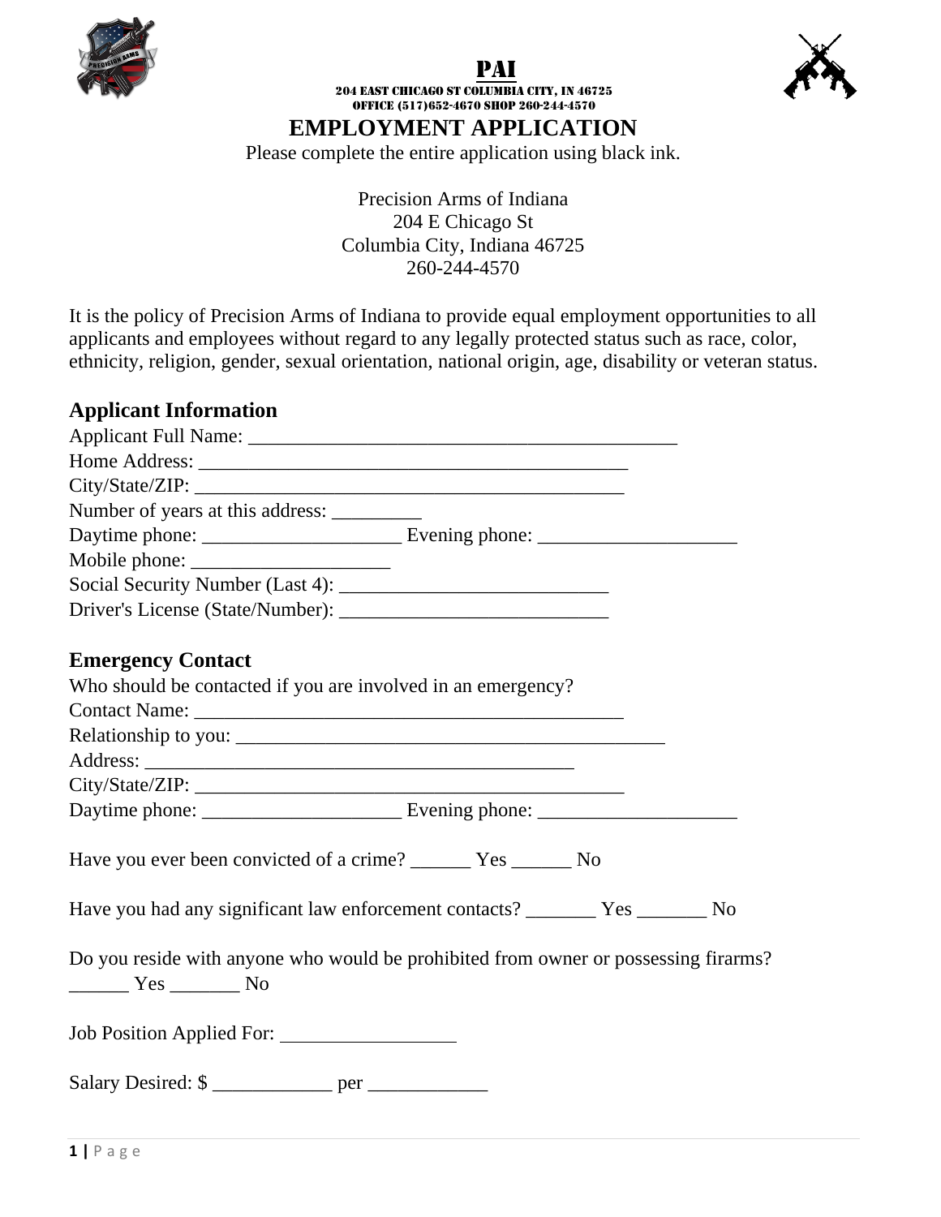# PAI

204 EAST CHICAGO ST COLUMBIA CITY, IN 46725
OFFICE (517)652-4670 SHOP 260-244-4570

## EMPLOYMENT APPLICATION

Please complete the entire application using black ink.

Precision Arms of Indiana
204 E Chicago St
Columbia City, Indiana 46725
260-244-4570

It is the policy of Precision Arms of Indiana to provide equal employment opportunities to all applicants and employees without regard to any legally protected status such as race, color, ethnicity, religion, gender, sexual orientation, national origin, age, disability or veteran status.

### Applicant Information

Applicant Full Name: ____________________________________________

Home Address: ____________________________________________

City/State/ZIP: ____________________________________________

Number of years at this address: _________

Daytime phone: ____________________ Evening phone: ____________________

Mobile phone: ____________________

Social Security Number (Last 4): ___________________________

Driver's License (State/Number): ___________________________

### Emergency Contact

Who should be contacted if you are involved in an emergency?

Contact Name: ____________________________________________

Relationship to you: ____________________________________________

Address: ____________________________________________

City/State/ZIP: ____________________________________________

Daytime phone: ____________________ Evening phone: ____________________

Have you ever been convicted of a crime? ______ Yes ______ No

Have you had any significant law enforcement contacts? _______ Yes _______ No

Do you reside with anyone who would be prohibited from owner or possessing firarms? ______ Yes _______ No

Job Position Applied For: _________________

Salary Desired: $ ____________ per ____________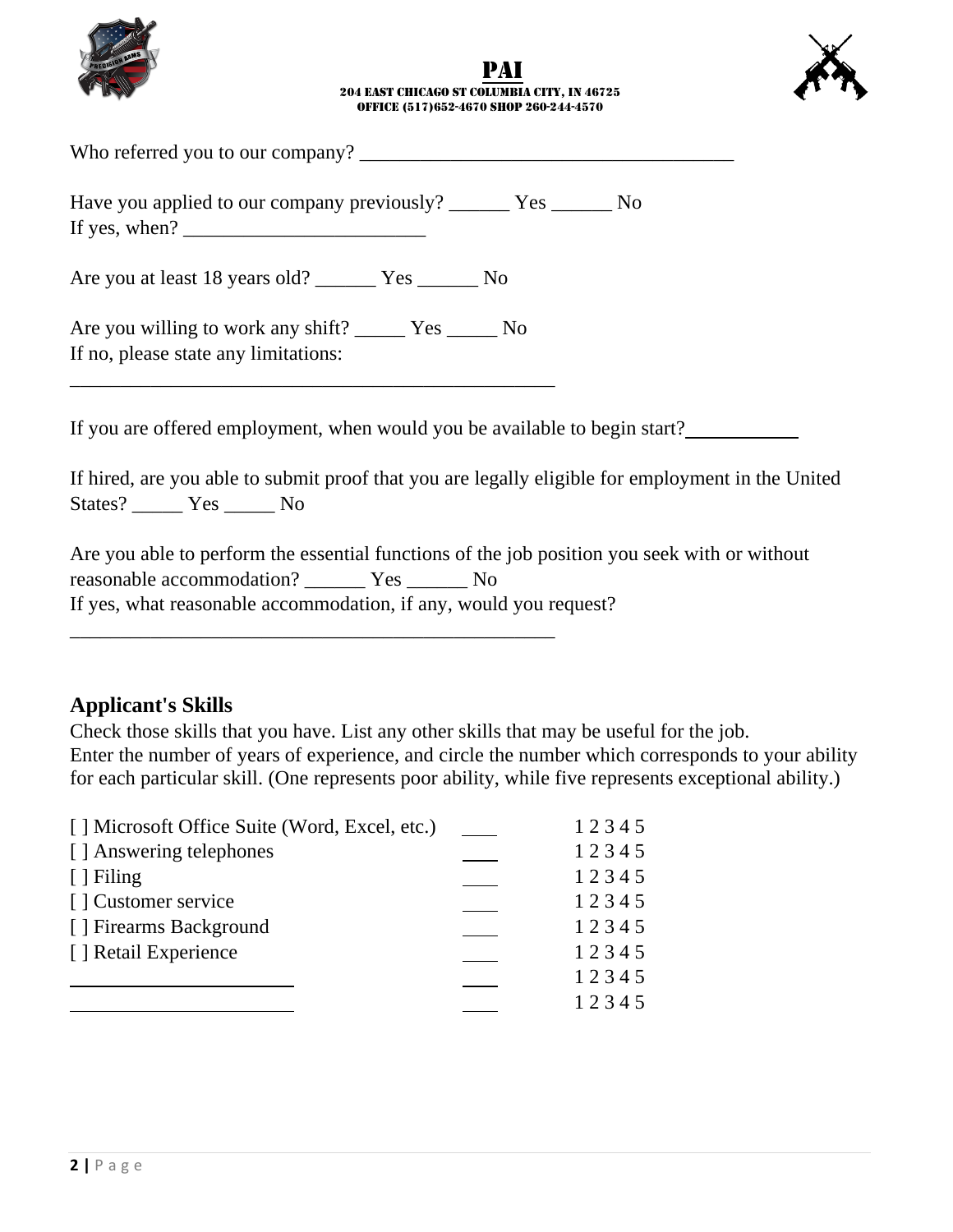PAI

204 EAST CHICAGO ST COLUMBIA CITY, IN 46725
OFFICE (517)652-4670 SHOP 260-244-4570

Who referred you to our company? ______________________________________

Have you applied to our company previously? ______ Yes ______ No
If yes, when? _________________________

Are you at least 18 years old? ______ Yes ______ No

Are you willing to work any shift? _____ Yes _____ No
If no, please state any limitations:
__________________________________________________

If you are offered employment, when would you be available to begin start?___________

If hired, are you able to submit proof that you are legally eligible for employment in the United States? _____ Yes _____ No

Are you able to perform the essential functions of the job position you seek with or without reasonable accommodation? ______ Yes ______ No
If yes, what reasonable accommodation, if any, would you request?
__________________________________________________

## Applicant's Skills

Check those skills that you have. List any other skills that may be useful for the job.
Enter the number of years of experience, and circle the number which corresponds to your ability for each particular skill. (One represents poor ability, while five represents exceptional ability.)

| Skill | Years | Ability |
|---|---|---|
| [ ] Microsoft Office Suite (Word, Excel, etc.) | ___ | 1 2 3 4 5 |
| [ ] Answering telephones | ___ | 1 2 3 4 5 |
| [ ] Filing | ___ | 1 2 3 4 5 |
| [ ] Customer service | ___ | 1 2 3 4 5 |
| [ ] Firearms Background | ___ | 1 2 3 4 5 |
| [ ] Retail Experience | ___ | 1 2 3 4 5 |
| _______________________ | ___ | 1 2 3 4 5 |
| _______________________ | ___ | 1 2 3 4 5 |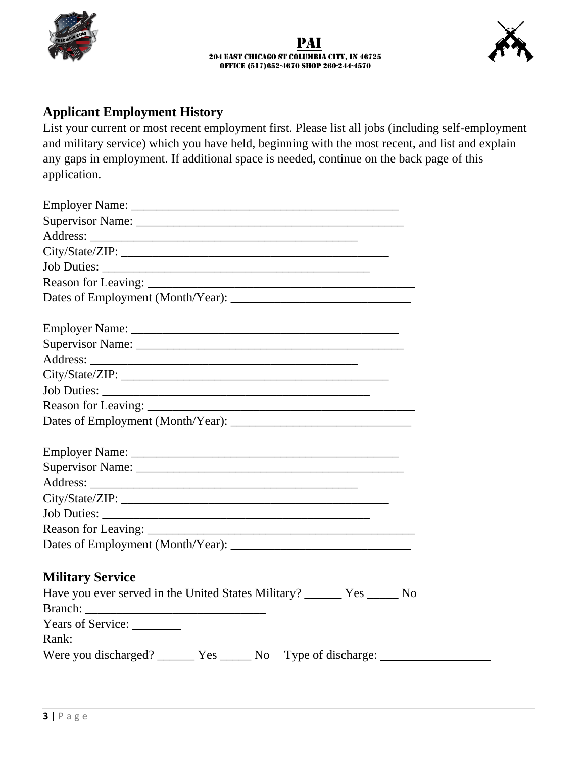PAI
204 EAST CHICAGO ST COLUMBIA CITY, IN 46725
OFFICE (517)652-4670 SHOP 260-244-4570

## Applicant Employment History

List your current or most recent employment first. Please list all jobs (including self-employment and military service) which you have held, beginning with the most recent, and list and explain any gaps in employment. If additional space is needed, continue on the back page of this application.

Employer Name: ____________________________________________
Supervisor Name: ____________________________________________
Address: ____________________________________________
City/State/ZIP: ____________________________________________
Job Duties: ____________________________________________
Reason for Leaving: ____________________________________________
Dates of Employment (Month/Year): ______________________________

Employer Name: ____________________________________________
Supervisor Name: ____________________________________________
Address: ____________________________________________
City/State/ZIP: ____________________________________________
Job Duties: ____________________________________________
Reason for Leaving: ____________________________________________
Dates of Employment (Month/Year): ______________________________

Employer Name: ____________________________________________
Supervisor Name: ____________________________________________
Address: ____________________________________________
City/State/ZIP: ____________________________________________
Job Duties: ____________________________________________
Reason for Leaving: ____________________________________________
Dates of Employment (Month/Year): ______________________________

## Military Service

Have you ever served in the United States Military? ______ Yes _____ No
Branch: ____________________________
Years of Service: ________
Rank: ___________
Were you discharged? ______ Yes _____ No Type of discharge: __________________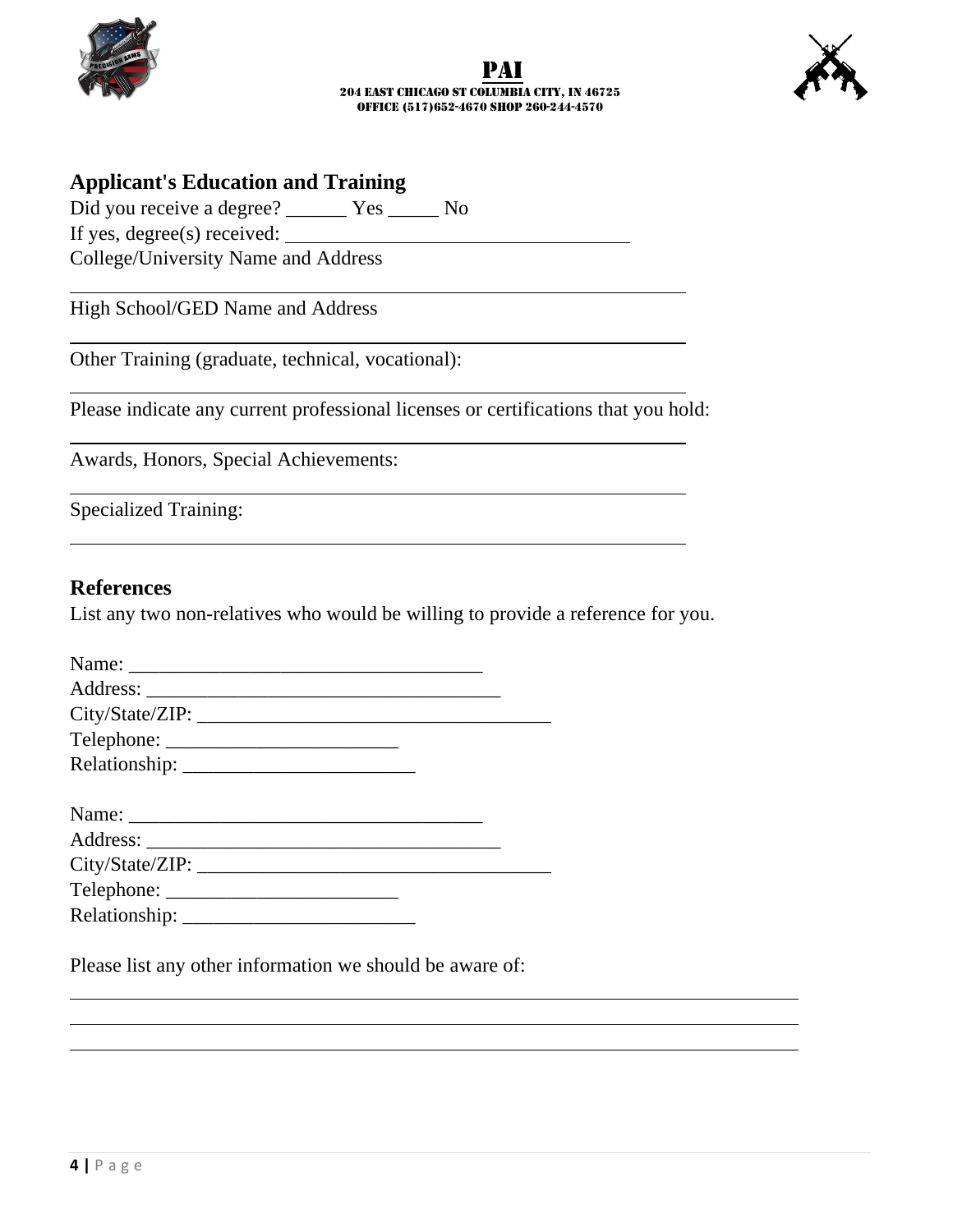## Applicant's Education and Training

Did you receive a degree? ______ Yes _____ No
If yes, degree(s) received: ___________________________________
College/University Name and Address

_______________________________________________________________

High School/GED Name and Address

_______________________________________________________________

Other Training (graduate, technical, vocational):

_______________________________________________________________

Please indicate any current professional licenses or certifications that you hold:

_______________________________________________________________

Awards, Honors, Special Achievements:

_______________________________________________________________

Specialized Training:

_______________________________________________________________

## References

List any two non-relatives who would be willing to provide a reference for you.

Name: ___________________________________
Address: ___________________________________
City/State/ZIP: ___________________________________
Telephone: _______________________
Relationship: _______________________

Name: ___________________________________
Address: ___________________________________
City/State/ZIP: ___________________________________
Telephone: _______________________
Relationship: _______________________

Please list any other information we should be aware of:

_______________________________________________________________________
_______________________________________________________________________
_______________________________________________________________________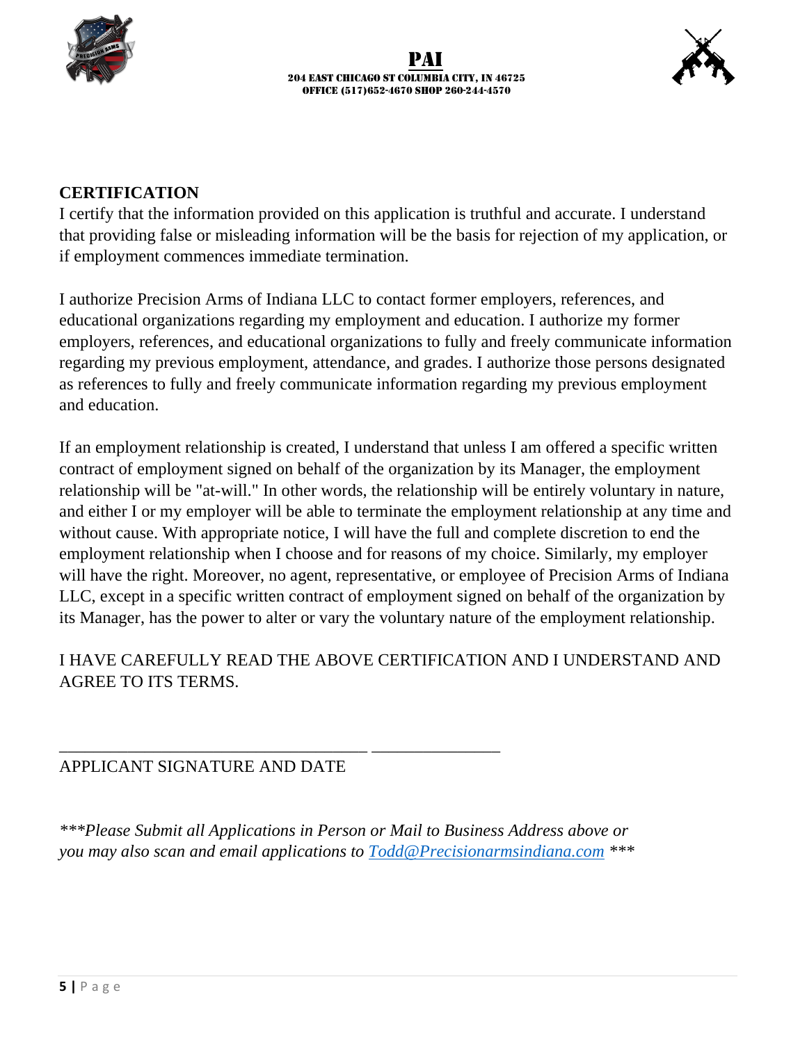**PAI**

**204 EAST CHICAGO ST COLUMBIA CITY, IN 46725**
**OFFICE (517)652-4670 SHOP 260-244-4570**

## CERTIFICATION

I certify that the information provided on this application is truthful and accurate. I understand that providing false or misleading information will be the basis for rejection of my application, or if employment commences immediate termination.

I authorize Precision Arms of Indiana LLC to contact former employers, references, and educational organizations regarding my employment and education. I authorize my former employers, references, and educational organizations to fully and freely communicate information regarding my previous employment, attendance, and grades. I authorize those persons designated as references to fully and freely communicate information regarding my previous employment and education.

If an employment relationship is created, I understand that unless I am offered a specific written contract of employment signed on behalf of the organization by its Manager, the employment relationship will be "at-will." In other words, the relationship will be entirely voluntary in nature, and either I or my employer will be able to terminate the employment relationship at any time and without cause. With appropriate notice, I will have the full and complete discretion to end the employment relationship when I choose and for reasons of my choice. Similarly, my employer will have the right. Moreover, no agent, representative, or employee of Precision Arms of Indiana LLC, except in a specific written contract of employment signed on behalf of the organization by its Manager, has the power to alter or vary the voluntary nature of the employment relationship.

I HAVE CAREFULLY READ THE ABOVE CERTIFICATION AND I UNDERSTAND AND AGREE TO ITS TERMS.

___________________________________ _______________

APPLICANT SIGNATURE AND DATE

*\*\*\*Please Submit all Applications in Person or Mail to Business Address above or you may also scan and email applications to Todd@Precisionarmsindiana.com \*\*\**